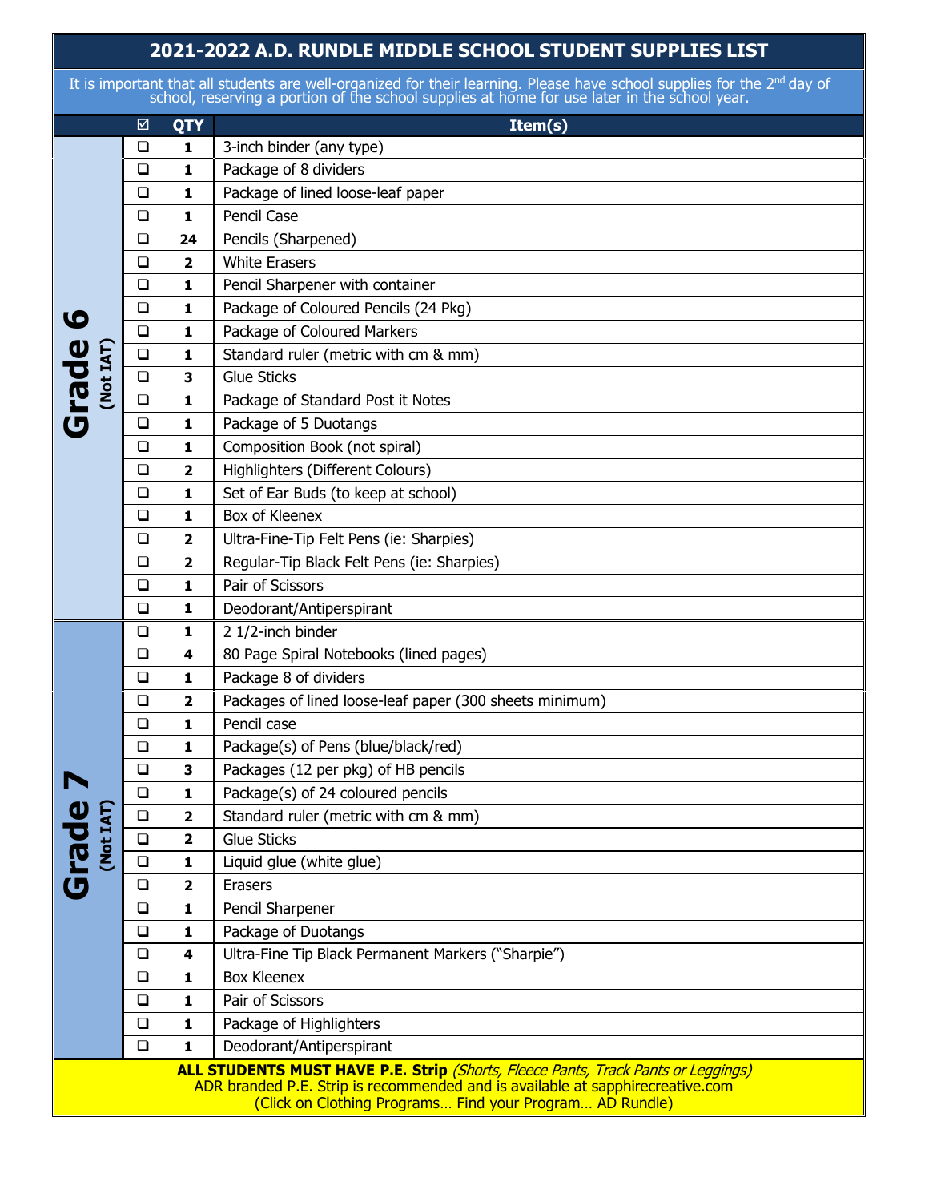# 2021-2022 A.D. RUNDLE MIDDLE SCHOOL STUDENT SUPPLIES LIST

It is important that all students are well-organized for their learning. Please have school supplies for the 2nd day of school, reserving a portion of the school supplies at home for use later in the school year.

| | ☑ | QTY | Item(s) |
|---|---|---|---|
| **Grade 6** (Not IAT) | ❑ | **1** | 3-inch binder (any type) |
| | ❑ | **1** | Package of 8 dividers |
| | ❑ | **1** | Package of lined loose-leaf paper |
| | ❑ | **1** | Pencil Case |
| | ❑ | **24** | Pencils (Sharpened) |
| | ❑ | **2** | White Erasers |
| | ❑ | **1** | Pencil Sharpener with container |
| | ❑ | **1** | Package of Coloured Pencils (24 Pkg) |
| | ❑ | **1** | Package of Coloured Markers |
| | ❑ | **1** | Standard ruler (metric with cm & mm) |
| | ❑ | **3** | Glue Sticks |
| | ❑ | **1** | Package of Standard Post it Notes |
| | ❑ | **1** | Package of 5 Duotangs |
| | ❑ | **1** | Composition Book (not spiral) |
| | ❑ | **2** | Highlighters (Different Colours) |
| | ❑ | **1** | Set of Ear Buds (to keep at school) |
| | ❑ | **1** | Box of Kleenex |
| | ❑ | **2** | Ultra-Fine-Tip Felt Pens (ie: Sharpies) |
| | ❑ | **2** | Regular-Tip Black Felt Pens (ie: Sharpies) |
| | ❑ | **1** | Pair of Scissors |
| | ❑ | **1** | Deodorant/Antiperspirant |
| **Grade 7** (Not IAT) | ❑ | **1** | 2 1/2-inch binder |
| | ❑ | **4** | 80 Page Spiral Notebooks (lined pages) |
| | ❑ | **1** | Package 8 of dividers |
| | ❑ | **2** | Packages of lined loose-leaf paper (300 sheets minimum) |
| | ❑ | **1** | Pencil case |
| | ❑ | **1** | Package(s) of Pens (blue/black/red) |
| | ❑ | **3** | Packages (12 per pkg) of HB pencils |
| | ❑ | **1** | Package(s) of 24 coloured pencils |
| | ❑ | **2** | Standard ruler (metric with cm & mm) |
| | ❑ | **2** | Glue Sticks |
| | ❑ | **1** | Liquid glue (white glue) |
| | ❑ | **2** | Erasers |
| | ❑ | **1** | Pencil Sharpener |
| | ❑ | **1** | Package of Duotangs |
| | ❑ | **4** | Ultra-Fine Tip Black Permanent Markers ("Sharpie") |
| | ❑ | **1** | Box Kleenex |
| | ❑ | **1** | Pair of Scissors |
| | ❑ | **1** | Package of Highlighters |
| | ❑ | **1** | Deodorant/Antiperspirant |

**ALL STUDENTS MUST HAVE P.E. Strip** *(Shorts, Fleece Pants, Track Pants or Leggings)*
ADR branded P.E. Strip is recommended and is available at sapphirecreative.com
(Click on Clothing Programs… Find your Program… AD Rundle)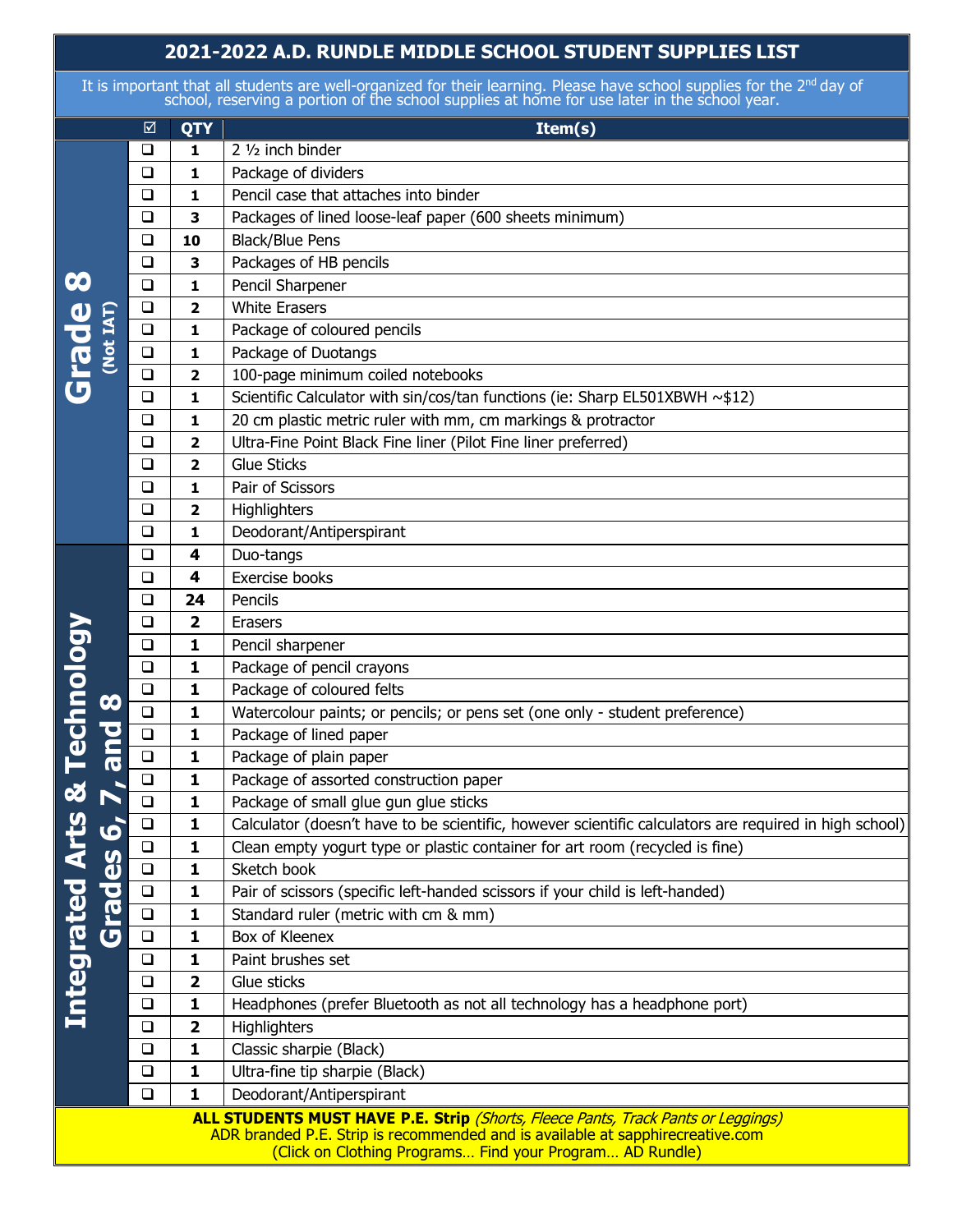# 2021-2022 A.D. RUNDLE MIDDLE SCHOOL STUDENT SUPPLIES LIST

It is important that all students are well-organized for their learning. Please have school supplies for the 2nd day of school, reserving a portion of the school supplies at home for use later in the school year.

| | ☑ | QTY | Item(s) |
|---|---|---|---|
| **Grade 8** (Not IAT) | ❑ | **1** | 2 ½ inch binder |
| | ❑ | **1** | Package of dividers |
| | ❑ | **1** | Pencil case that attaches into binder |
| | ❑ | **3** | Packages of lined loose-leaf paper (600 sheets minimum) |
| | ❑ | **10** | Black/Blue Pens |
| | ❑ | **3** | Packages of HB pencils |
| | ❑ | **1** | Pencil Sharpener |
| | ❑ | **2** | White Erasers |
| | ❑ | **1** | Package of coloured pencils |
| | ❑ | **1** | Package of Duotangs |
| | ❑ | **2** | 100-page minimum coiled notebooks |
| | ❑ | **1** | Scientific Calculator with sin/cos/tan functions (ie: Sharp EL501XBWH ~$12) |
| | ❑ | **1** | 20 cm plastic metric ruler with mm, cm markings & protractor |
| | ❑ | **2** | Ultra-Fine Point Black Fine liner (Pilot Fine liner preferred) |
| | ❑ | **2** | Glue Sticks |
| | ❑ | **1** | Pair of Scissors |
| | ❑ | **2** | Highlighters |
| | ❑ | **1** | Deodorant/Antiperspirant |
| **Integrated Arts & Technology Grades 6, 7, and 8** | ❑ | **4** | Duo-tangs |
| | ❑ | **4** | Exercise books |
| | ❑ | **24** | Pencils |
| | ❑ | **2** | Erasers |
| | ❑ | **1** | Pencil sharpener |
| | ❑ | **1** | Package of pencil crayons |
| | ❑ | **1** | Package of coloured felts |
| | ❑ | **1** | Watercolour paints; or pencils; or pens set (one only - student preference) |
| | ❑ | **1** | Package of lined paper |
| | ❑ | **1** | Package of plain paper |
| | ❑ | **1** | Package of assorted construction paper |
| | ❑ | **1** | Package of small glue gun glue sticks |
| | ❑ | **1** | Calculator (doesn't have to be scientific, however scientific calculators are required in high school) |
| | ❑ | **1** | Clean empty yogurt type or plastic container for art room (recycled is fine) |
| | ❑ | **1** | Sketch book |
| | ❑ | **1** | Pair of scissors (specific left-handed scissors if your child is left-handed) |
| | ❑ | **1** | Standard ruler (metric with cm & mm) |
| | ❑ | **1** | Box of Kleenex |
| | ❑ | **1** | Paint brushes set |
| | ❑ | **2** | Glue sticks |
| | ❑ | **1** | Headphones (prefer Bluetooth as not all technology has a headphone port) |
| | ❑ | **2** | Highlighters |
| | ❑ | **1** | Classic sharpie (Black) |
| | ❑ | **1** | Ultra-fine tip sharpie (Black) |
| | ❑ | **1** | Deodorant/Antiperspirant |

**ALL STUDENTS MUST HAVE P.E. Strip** *(Shorts, Fleece Pants, Track Pants or Leggings)*
ADR branded P.E. Strip is recommended and is available at sapphirecreative.com
(Click on Clothing Programs… Find your Program… AD Rundle)